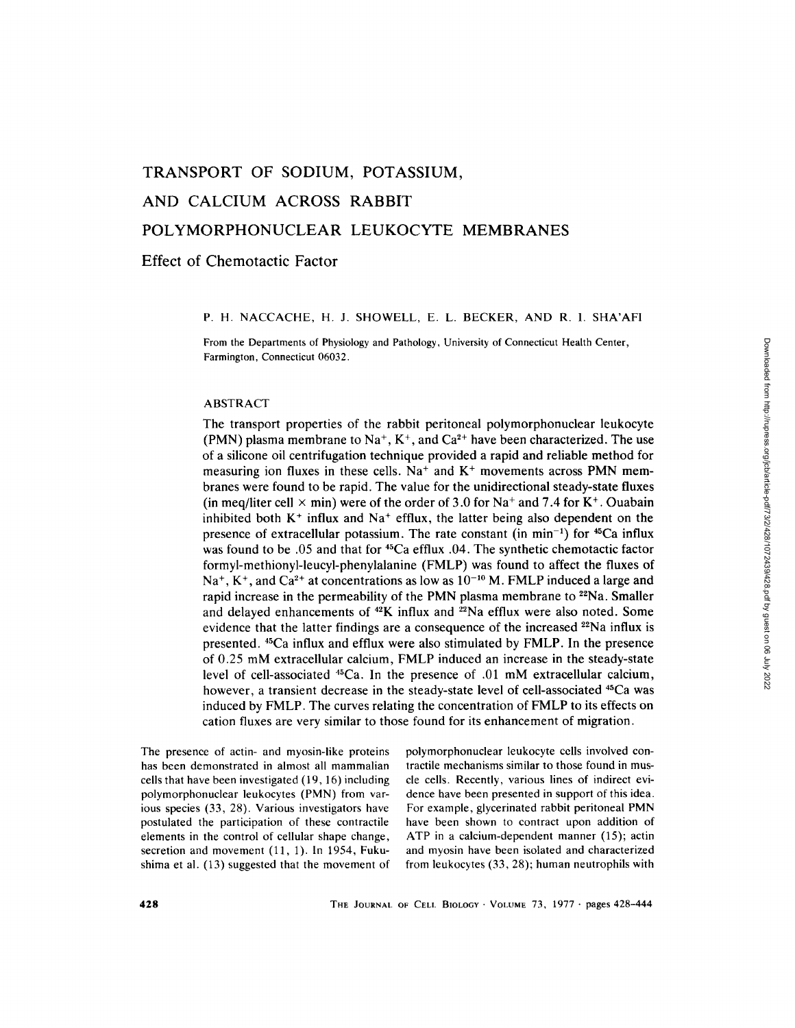# TRANSPORT OF SODIUM, POTASSIUM, AND CALCIUM ACROSS RABBIT POLYMORPHONUCLEAR LEUKOCYTE MEMBRANES

## Effect of Chemotactic Factor

P. H. NACCACHE, H. J. SHOWELL, E. L. BECKER, AND R. I. SHA'AFI

From the Departments of Physiology and Pathology, University of Connecticut Health Center, Farmington, Connecticut 06032.

### ABSTRACT

The transport properties of the rabbit peritoneal polymorphonuclear leukocyte (PMN) plasma membrane to $Na^+$, $K^+$, and $Ca^{2+}$ have been characterized. The use of a silicone oil centrifugation technique provided a rapid and reliable method for measuring ion fluxes in these cells. $Na^+$ and $K^+$ movements across PMN membranes were found to be rapid. The value for the unidirectional steady-state fluxes (in meq/liter cell $\times$ min) were of the order of 3.0 for $Na^+$ and 7.4 for $K^+$. Ouabain inhibited both $K^+$ influx and $Na^+$ efflux, the latter being also dependent on the presence of extracellular potassium. The rate constant (in $min^{-1}$) for $^{45}Ca$ influx was found to be .05 and that for $^{45}Ca$ efflux .04. The synthetic chemotactic factor formyl-methionyl-leucyl-phenylalanine (FMLP) was found to affect the fluxes of $Na^+$, $K^+$, and $Ca^{2+}$ at concentrations as low as $10^{-10}$ M. FMLP induced a large and rapid increase in the permeability of the PMN plasma membrane to $^{22}Na$. Smaller and delayed enhancements of $^{42}K$ influx and $^{22}Na$ efflux were also noted. Some evidence that the latter findings are a consequence of the increased $^{22}Na$ influx is presented. $^{45}Ca$ influx and efflux were also stimulated by FMLP. In the presence of 0.25 mM extracellular calcium, FMLP induced an increase in the steady-state level of cell-associated $^{45}Ca$. In the presence of .01 mM extracellular calcium, however, a transient decrease in the steady-state level of cell-associated $^{45}Ca$ was induced by FMLP. The curves relating the concentration of FMLP to its effects on cation fluxes are very similar to those found for its enhancement of migration.

The presence of actin- and myosin-like proteins has been demonstrated in almost all mammalian cells that have been investigated (19, 16) including polymorphonuclear leukocytes (PMN) from various species (33, 28). Various investigators have postulated the participation of these contractile elements in the control of cellular shape change, secretion and movement (11, 1). In 1954, Fukushima et al. (13) suggested that the movement of polymorphonuclear leukocyte cells involved contractile mechanisms similar to those found in muscle cells. Recently, various lines of indirect evidence have been presented in support of this idea. For example, glycerinated rabbit peritoneal PMN have been shown to contract upon addition of ATP in a calcium-dependent manner (15); actin and myosin have been isolated and characterized from leukocytes (33, 28); human neutrophils with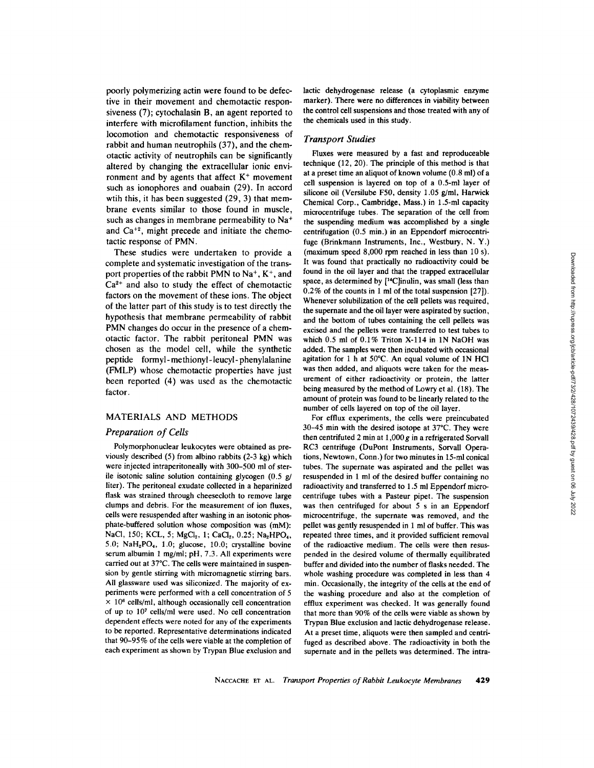poorly polymerizing actin were found to be defective in their movement and chemotactic responsiveness (7); cytochalasin B, an agent reported to interfere with microfilament function, inhibits the locomotion and chemotactic responsiveness of rabbit and human neutrophils (37), and the chemotactic activity of neutrophils can be significantly altered by changing the extracellular ionic environment and by agents that affect $K^+$ movement such as ionophores and ouabain (29). In accord wtih this, it has been suggested (29, 3) that membrane events similar to those found in muscle, such as changes in membrane permeability to $Na^+$ and $Ca^{+2}$, might precede and initiate the chemotactic response of PMN.

These studies were undertaken to provide a complete and systematic investigation of the transport properties of the rabbit PMN to $Na^+$, $K^+$, and $Ca^{2+}$ and also to study the effect of chemotactic factors on the movement of these ions. The object of the latter part of this study is to test directly the hypothesis that membrane permeability of rabbit PMN changes do occur in the presence of a chemotactic factor. The rabbit peritoneal PMN was chosen as the model cell, while the synthetic peptide formyl-methionyl-leucyl-phenylalanine (FMLP) whose chemotactic properties have just been reported (4) was used as the chemotactic factor.

## MATERIALS AND METHODS

### *Preparation of Cells*

Polymorphonuclear leukocytes were obtained as previously described (5) from albino rabbits (2-3 kg) which were injected intraperitoneally with 300–500 ml of sterile isotonic saline solution containing glycogen (0.5 g/liter). The peritoneal exudate collected in a heparinized flask was strained through cheesecloth to remove large clumps and debris. For the measurement of ion fluxes, cells were resuspended after washing in an isotonic phosphate-buffered solution whose composition was (mM): NaCl, 150; KCL, 5; $MgCl_2$, 1; $CaCl_2$, 0.25; $Na_2HPO_4$, 5.0; $NaH_2PO_4$, 1.0; glucose, 10.0; crystalline bovine serum albumin 1 mg/ml; pH, 7.3. All experiments were carried out at 37°C. The cells were maintained in suspension by gentle stirring with micromagnetic stirring bars. All glassware used was siliconized. The majority of experiments were performed with a cell concentration of $5 \times 10^6$ cells/ml, although occasionally cell concentration of up to $10^7$ cells/ml were used. No cell concentration dependent effects were noted for any of the experiments to be reported. Representative determinations indicated that 90–95% of the cells were viable at the completion of each experiment as shown by Trypan Blue exclusion and lactic dehydrogenase release (a cytoplasmic enzyme marker). There were no differences in viability between the control cell suspensions and those treated with any of the chemicals used in this study.

### *Transport Studies*

Fluxes were measured by a fast and reproduceable technique (12, 20). The principle of this method is that at a preset time an aliquot of known volume (0.8 ml) of a cell suspension is layered on top of a 0.5-ml layer of silicone oil (Versilube F50, density 1.05 g/ml, Harwick Chemical Corp., Cambridge, Mass.) in 1.5-ml capacity microcentrifuge tubes. The separation of the cell from the suspending medium was accomplished by a single centrifugation (0.5 min.) in an Eppendorf microcentrifuge (Brinkmann Instruments, Inc., Westbury, N. Y.) (maximum speed 8,000 rpm reached in less than 10 s). It was found that practically no radioactivity could be found in the oil layer and that the trapped extracellular space, as determined by [$^{14}$C]inulin, was small (less than 0.2% of the counts in 1 ml of the total suspension [27]). Whenever solubilization of the cell pellets was required, the supernate and the oil layer were aspirated by suction, and the bottom of tubes containing the cell pellets was excised and the pellets were transferred to test tubes to which 0.5 ml of 0.1% Triton X-114 in 1N NaOH was added. The samples were then incubated with occasional agitation for 1 h at 50°C. An equal volume of 1N HCl was then added, and aliquots were taken for the measurement of either radioactivity or protein, the latter being measured by the method of Lowry et al. (18). The amount of protein was found to be linearly related to the number of cells layered on top of the oil layer.

For efflux experiments, the cells were preincubated 30–45 min with the desired isotope at 37°C. They were then centrifuted 2 min at 1,000 *g* in a refrigerated Sorvall RC3 centrifuge (DuPont Instruments, Sorvall Operations, Newtown, Conn.) for two minutes in 15-ml conical tubes. The supernate was aspirated and the pellet was resuspended in 1 ml of the desired buffer containing no radioactivity and transferred to 1.5 ml Eppendorf microcentrifuge tubes with a Pasteur pipet. The suspension was then centrifuged for about 5 s in an Eppendorf microcentrifuge, the supernate was removed, and the pellet was gently resuspended in 1 ml of buffer. This was repeated three times, and it provided sufficient removal of the radioactive medium. The cells were then resuspended in the desired volume of thermally equilibrated buffer and divided into the number of flasks needed. The whole washing procedure was completed in less than 4 min. Occasionally, the integrity of the cells at the end of the washing procedure and also at the completion of efflux experiment was checked. It was generally found that more than 90% of the cells were viable as shown by Trypan Blue exclusion and lactic dehydrogenase release. At a preset time, aliquots were then sampled and centrifuged as described above. The radioactivity in both the supernate and in the pellets was determined. The intra-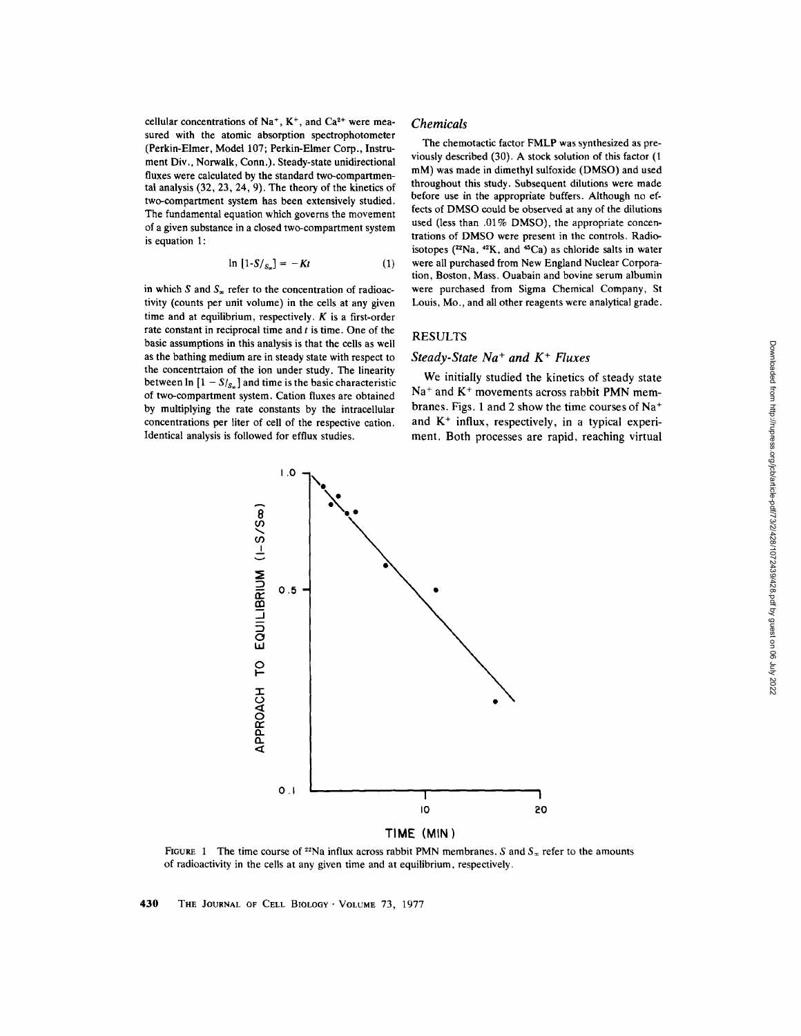cellular concentrations of $Na^+$, $K^+$, and $Ca^{2+}$ were measured with the atomic absorption spectrophotometer (Perkin-Elmer, Model 107; Perkin-Elmer Corp., Instrument Div., Norwalk, Conn.). Steady-state unidirectional fluxes were calculated by the standard two-compartmental analysis (32, 23, 24, 9). The theory of the kinetics of two-compartment system has been extensively studied. The fundamental equation which governs the movement of a given substance in a closed two-compartment system is equation 1:

$$\ln [1 - S/_{S_\infty}] = -Kt \tag{1}$$

in which $S$ and $S_\infty$ refer to the concentration of radioactivity (counts per unit volume) in the cells at any given time and at equilibrium, respectively. $K$ is a first-order rate constant in reciprocal time and $t$ is time. One of the basic assumptions in this analysis is that the cells as well as the bathing medium are in steady state with respect to the concentrtaion of the ion under study. The linearity between $\ln [1 - S/_{S_\infty}]$ and time is the basic characteristic of two-compartment system. Cation fluxes are obtained by multiplying the rate constants by the intracellular concentrations per liter of cell of the respective cation. Identical analysis is followed for efflux studies.

### *Chemicals*

The chemotactic factor FMLP was synthesized as previously described (30). A stock solution of this factor (1 mM) was made in dimethyl sulfoxide (DMSO) and used throughout this study. Subsequent dilutions were made before use in the appropriate buffers. Although no effects of DMSO could be observed at any of the dilutions used (less than .01% DMSO), the appropriate concentrations of DMSO were present in the controls. Radioisotopes ($^{22}Na$, $^{42}K$, and $^{45}Ca$) as chloride salts in water were all purchased from New England Nuclear Corporation, Boston, Mass. Ouabain and bovine serum albumin were purchased from Sigma Chemical Company, St Louis, Mo., and all other reagents were analytical grade.

## RESULTS

### *Steady-State $Na^+$ and $K^+$ Fluxes*

We initially studied the kinetics of steady state $Na^+$ and $K^+$ movements across rabbit PMN membranes. Figs. 1 and 2 show the time courses of $Na^+$ and $K^+$ influx, respectively, in a typical experiment. Both processes are rapid, reaching virtual

FIGURE 1 The time course of $^{22}Na$ influx across rabbit PMN membranes. $S$ and $S_\infty$ refer to the amounts of radioactivity in the cells at any given time and at equilibrium, respectively.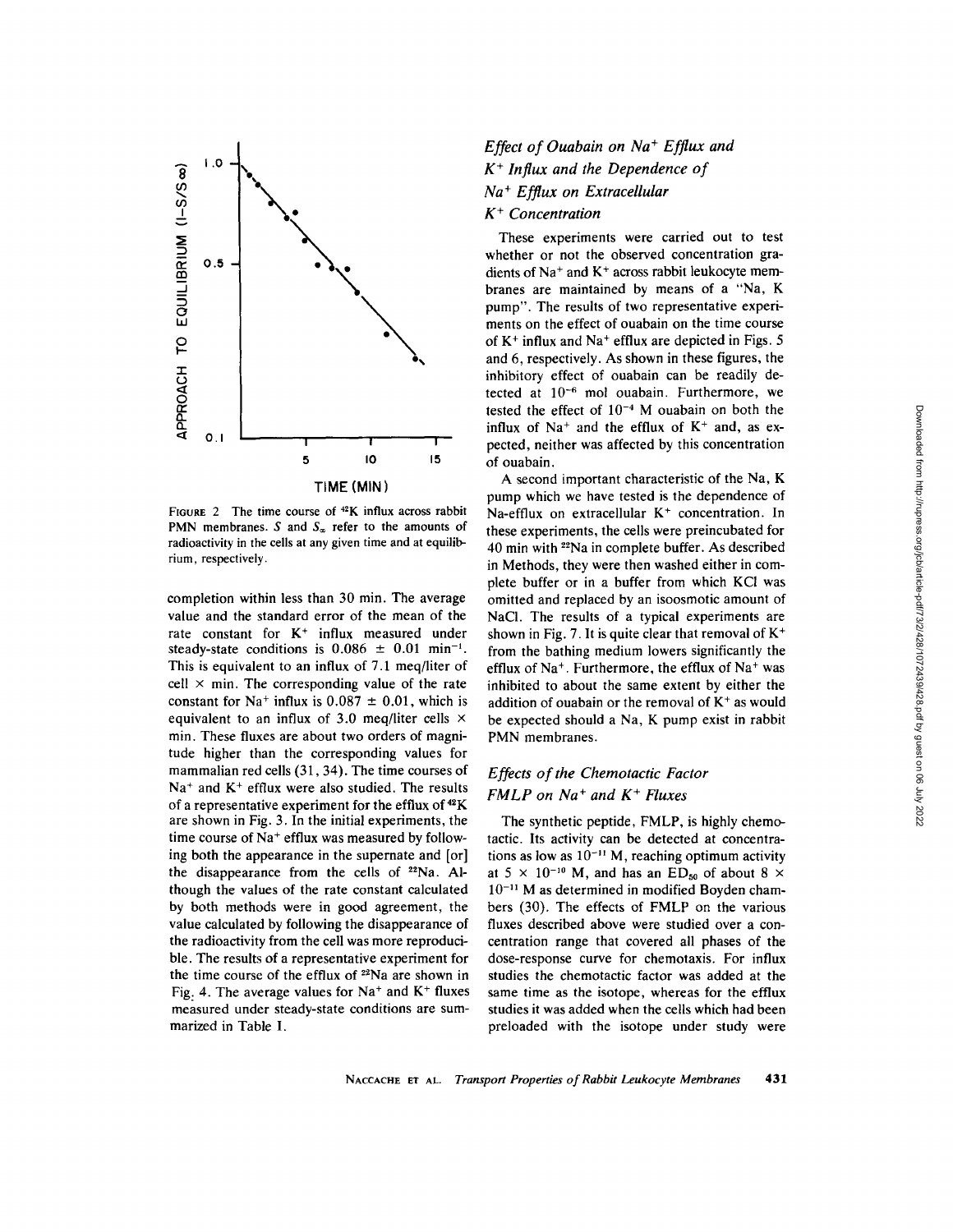FIGURE 2 The time course of $^{42}K$ influx across rabbit PMN membranes. $S$ and $S_{\infty}$ refer to the amounts of radioactivity in the cells at any given time and at equilibrium, respectively.

completion within less than 30 min. The average value and the standard error of the mean of the rate constant for $K^+$ influx measured under steady-state conditions is $0.086 \pm 0.01$ $min^{-1}$. This is equivalent to an influx of 7.1 meq/liter of cell × min. The corresponding value of the rate constant for $Na^+$ influx is $0.087 \pm 0.01$, which is equivalent to an influx of 3.0 meq/liter cells × min. These fluxes are about two orders of magnitude higher than the corresponding values for mammalian red cells (31, 34). The time courses of $Na^+$ and $K^+$ efflux were also studied. The results of a representative experiment for the efflux of $^{42}K$ are shown in Fig. 3. In the initial experiments, the time course of $Na^+$ efflux was measured by following both the appearance in the supernate and [or] the disappearance from the cells of $^{22}Na$. Although the values of the rate constant calculated by both methods were in good agreement, the value calculated by following the disappearance of the radioactivity from the cell was more reproducible. The results of a representative experiment for the time course of the efflux of $^{22}Na$ are shown in Fig. 4. The average values for $Na^+$ and $K^+$ fluxes measured under steady-state conditions are summarized in Table I.

### *Effect of Ouabain on $Na^+$ Efflux and $K^+$ Influx and the Dependence of $Na^+$ Efflux on Extracellular $K^+$ Concentration*

These experiments were carried out to test whether or not the observed concentration gradients of $Na^+$ and $K^+$ across rabbit leukocyte membranes are maintained by means of a "Na, K pump". The results of two representative experiments on the effect of ouabain on the time course of $K^+$ influx and $Na^+$ efflux are depicted in Figs. 5 and 6, respectively. As shown in these figures, the inhibitory effect of ouabain can be readily detected at $10^{-6}$ mol ouabain. Furthermore, we tested the effect of $10^{-4}$ M ouabain on both the influx of $Na^+$ and the efflux of $K^+$ and, as expected, neither was affected by this concentration of ouabain.

A second important characteristic of the Na, K pump which we have tested is the dependence of Na-efflux on extracellular $K^+$ concentration. In these experiments, the cells were preincubated for 40 min with $^{22}Na$ in complete buffer. As described in Methods, they were then washed either in complete buffer or in a buffer from which KCl was omitted and replaced by an isoosmotic amount of NaCl. The results of a typical experiments are shown in Fig. 7. It is quite clear that removal of $K^+$ from the bathing medium lowers significantly the efflux of $Na^+$. Furthermore, the efflux of $Na^+$ was inhibited to about the same extent by either the addition of ouabain or the removal of $K^+$ as would be expected should a Na, K pump exist in rabbit PMN membranes.

### *Effects of the Chemotactic Factor FMLP on $Na^+$ and $K^+$ Fluxes*

The synthetic peptide, FMLP, is highly chemotactic. Its activity can be detected at concentrations as low as $10^{-11}$ M, reaching optimum activity at $5 \times 10^{-10}$ M, and has an $ED_{50}$ of about $8 \times 10^{-11}$ M as determined in modified Boyden chambers (30). The effects of FMLP on the various fluxes described above were studied over a concentration range that covered all phases of the dose-response curve for chemotaxis. For influx studies the chemotactic factor was added at the same time as the isotope, whereas for the efflux studies it was added when the cells which had been preloaded with the isotope under study were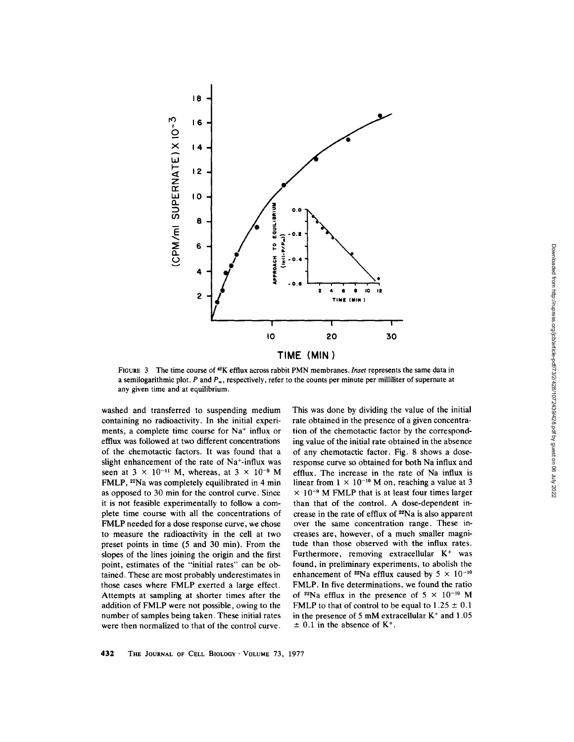FIGURE 3 The time course of $^{42}K$ efflux across rabbit PMN membranes. *Inset* represents the same data in a semilogarithmic plot. $P$ and $P_\infty$, respectively, refer to the counts per minute per milliliter of supernate at any given time and at equilibrium.

washed and transferred to suspending medium containing no radioactivity. In the initial experiments, a complete time course for $Na^+$ influx or efflux was followed at two different concentrations of the chemotactic factors. It was found that a slight enhancement of the rate of $Na^+$-influx was seen at $3 \times 10^{-11}$ M, whereas, at $3 \times 10^{-9}$ M FMLP, $^{22}Na$ was completely equilibrated in 4 min as opposed to 30 min for the control curve. Since it is not feasible experimentally to follow a complete time course with all the concentrations of FMLP needed for a dose response curve, we chose to measure the radioactivity in the cell at two preset points in time (5 and 30 min). From the slopes of the lines joining the origin and the first point, estimates of the "initial rates" can be obtained. These are most probably underestimates in those cases where FMLP exerted a large effect. Attempts at sampling at shorter times after the addition of FMLP were not possible, owing to the number of samples being taken. These initial rates were then normalized to that of the control curve. This was done by dividing the value of the initial rate obtained in the presence of a given concentration of the chemotactic factor by the corresponding value of the initial rate obtained in the absence of any chemotactic factor. Fig. 8 shows a dose-response curve so obtained for both Na influx and efflux. The increase in the rate of Na influx is linear from $1 \times 10^{-10}$ M on, reaching a value at $3 \times 10^{-9}$ M FMLP that is at least four times larger than that of the control. A dose-dependent increase in the rate of efflux of $^{22}Na$ is also apparent over the same concentration range. These increases are, however, of a much smaller magnitude than those observed with the influx rates. Furthermore, removing extracellular $K^+$ was found, in preliminary experiments, to abolish the enhancement of $^{22}Na$ efflux caused by $5 \times 10^{-10}$ FMLP. In five determinations, we found the ratio of $^{22}Na$ efflux in the presence of $5 \times 10^{-10}$ M FMLP to that of control to be equal to $1.25 \pm 0.1$ in the presence of 5 mM extracellular $K^+$ and $1.05 \pm 0.1$ in the absence of $K^+$.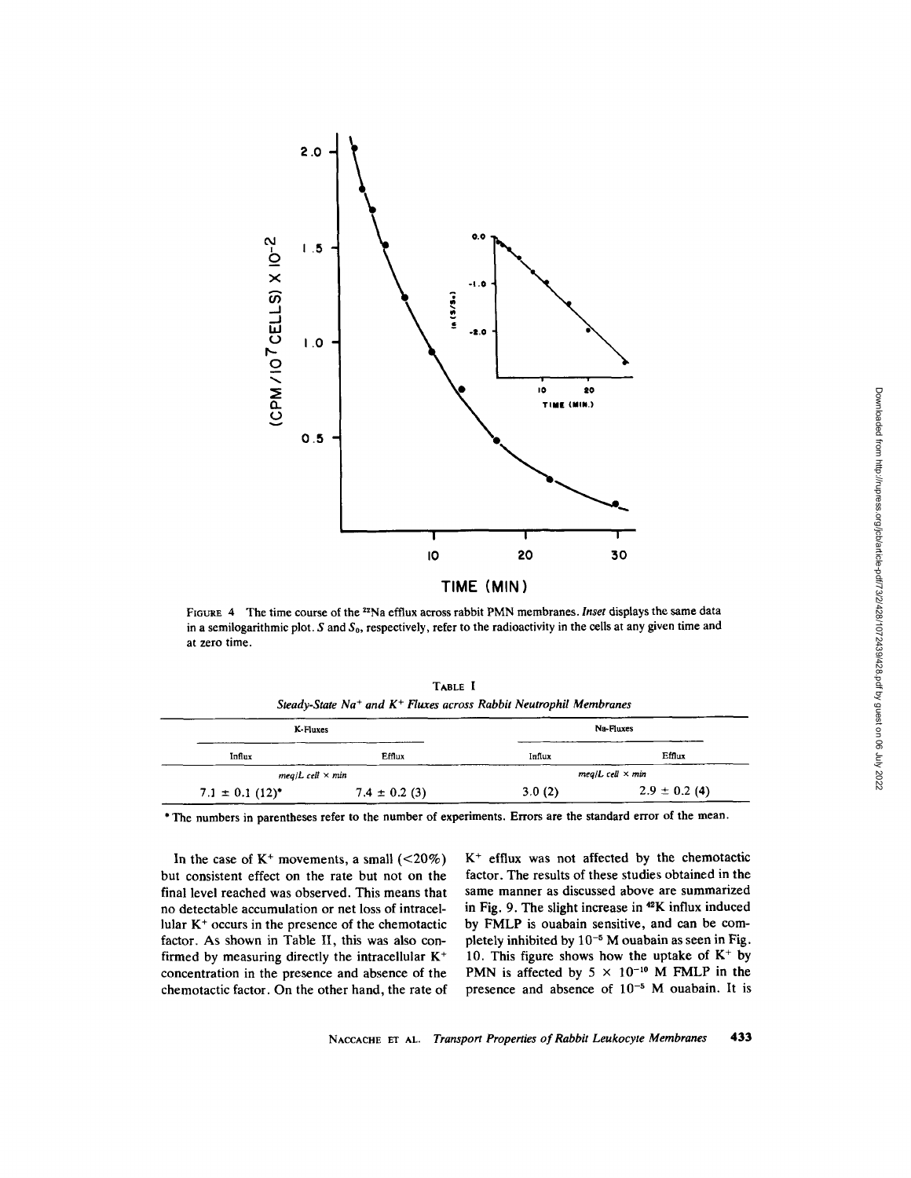FIGURE 4 The time course of the $^{22}Na$ efflux across rabbit PMN membranes. *Inset* displays the same data in a semilogarithmic plot. $S$ and $S_0$, respectively, refer to the radioactivity in the cells at any given time and at zero time.

TABLE I

*Steady-State $Na^+$ and $K^+$ Fluxes across Rabbit Neutrophil Membranes*

| K-Fluxes | | Na-Fluxes | |
|---|---|---|---|
| Influx | Efflux | Influx | Efflux |
| *meq/L cell × min* | | *meq/L cell × min* | |
| 7.1 ± 0.1 (12)* | 7.4 ± 0.2 (3) | 3.0 (2) | 2.9 ± 0.2 (4) |

\* The numbers in parentheses refer to the number of experiments. Errors are the standard error of the mean.

In the case of $K^+$ movements, a small (<20%) but consistent effect on the rate but not on the final level reached was observed. This means that no detectable accumulation or net loss of intracellular $K^+$ occurs in the presence of the chemotactic factor. As shown in Table II, this was also confirmed by measuring directly the intracellular $K^+$ concentration in the presence and absence of the chemotactic factor. On the other hand, the rate of $K^+$ efflux was not affected by the chemotactic factor. The results of these studies obtained in the same manner as discussed above are summarized in Fig. 9. The slight increase in $^{42}K$ influx induced by FMLP is ouabain sensitive, and can be completely inhibited by $10^{-5}$ M ouabain as seen in Fig. 10. This figure shows how the uptake of $K^+$ by PMN is affected by $5 \times 10^{-10}$ M FMLP in the presence and absence of $10^{-5}$ M ouabain. It is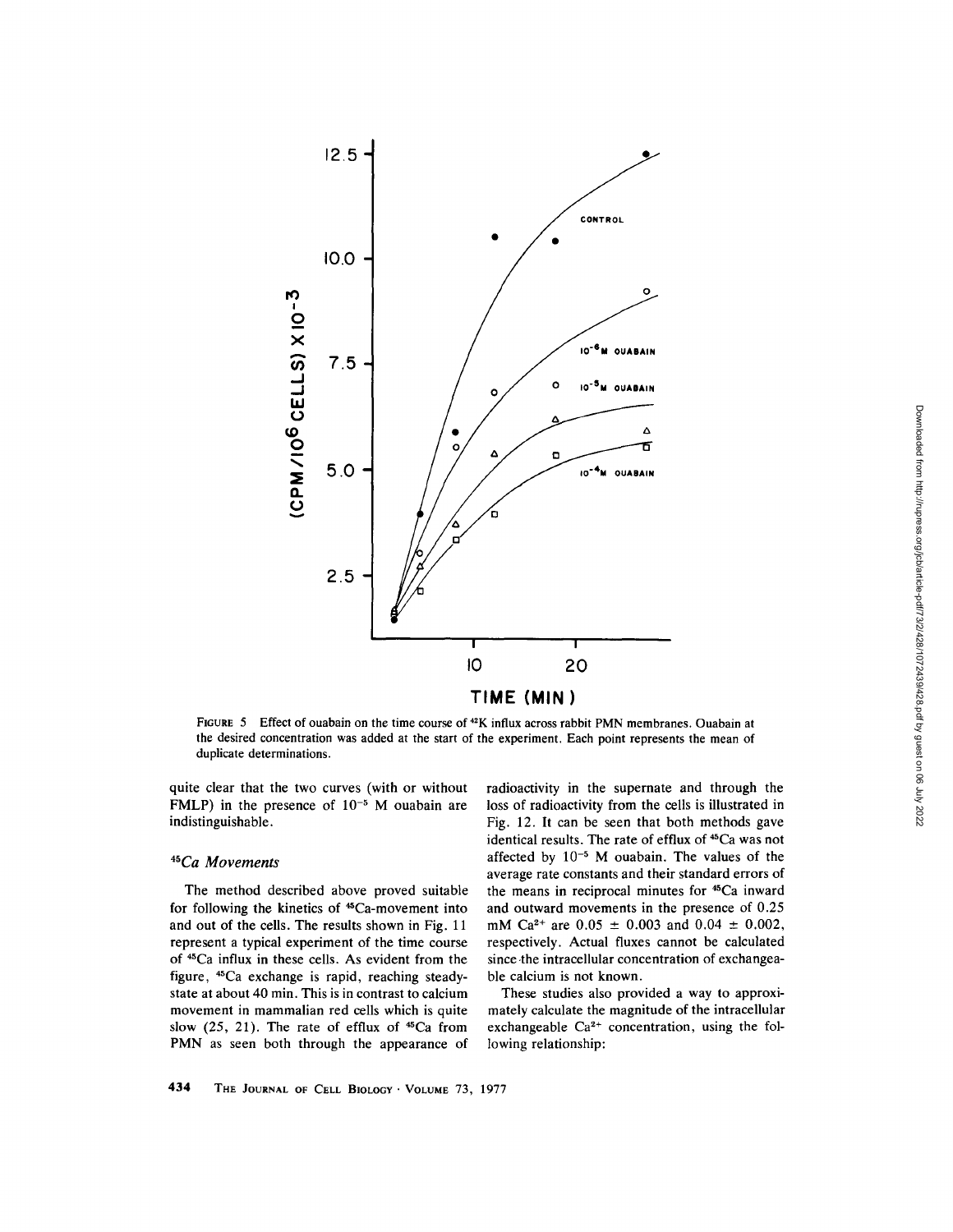FIGURE 5 Effect of ouabain on the time course of $^{42}K$ influx across rabbit PMN membranes. Ouabain at the desired concentration was added at the start of the experiment. Each point represents the mean of duplicate determinations.

quite clear that the two curves (with or without FMLP) in the presence of $10^{-5}$ M ouabain are indistinguishable.

### *$^{45}Ca$ Movements*

The method described above proved suitable for following the kinetics of $^{45}Ca$-movement into and out of the cells. The results shown in Fig. 11 represent a typical experiment of the time course of $^{45}Ca$ influx in these cells. As evident from the figure, $^{45}Ca$ exchange is rapid, reaching steady-state at about 40 min. This is in contrast to calcium movement in mammalian red cells which is quite slow (25, 21). The rate of efflux of $^{45}Ca$ from PMN as seen both through the appearance of radioactivity in the supernate and through the loss of radioactivity from the cells is illustrated in Fig. 12. It can be seen that both methods gave identical results. The rate of efflux of $^{45}Ca$ was not affected by $10^{-5}$ M ouabain. The values of the average rate constants and their standard errors of the means in reciprocal minutes for $^{45}Ca$ inward and outward movements in the presence of 0.25 mM $Ca^{2+}$ are $0.05 \pm 0.003$ and $0.04 \pm 0.002$, respectively. Actual fluxes cannot be calculated since the intracellular concentration of exchangeable calcium is not known.

These studies also provided a way to approximately calculate the magnitude of the intracellular exchangeable $Ca^{2+}$ concentration, using the following relationship: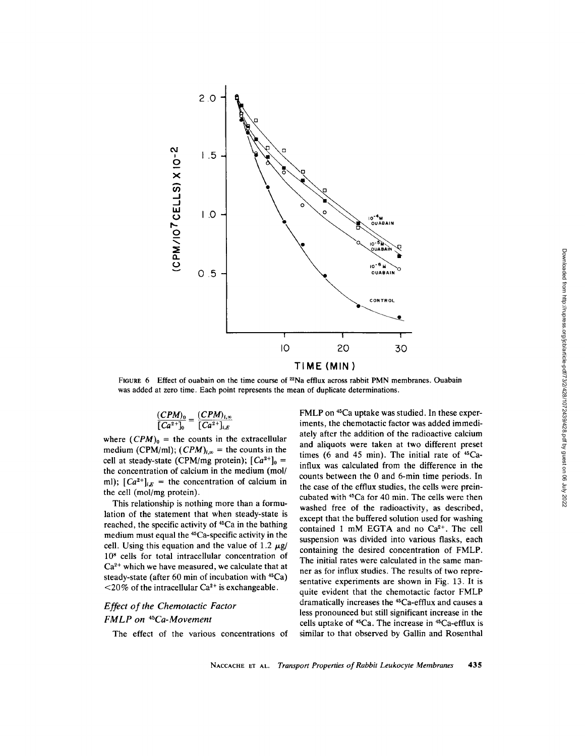FIGURE 6 Effect of ouabain on the time course of $^{22}Na$ efflux across rabbit PMN membranes. Ouabain was added at zero time. Each point represents the mean of duplicate determinations.

$$\frac{(CPM)_0}{[Ca^{2+}]_0} = \frac{(CPM)_{i,\infty}}{[Ca^{2+}]_{i,E}}$$

where $(CPM)_0$ = the counts in the extracellular medium (CPM/ml); $(CPM)_{i,\infty}$ = the counts in the cell at steady-state (CPM/mg protein); $[Ca^{2+}]_0$ = the concentration of calcium in the medium (mol/ml); $[Ca^{2+}]_{i,E}$ = the concentration of calcium in the cell (mol/mg protein).

This relationship is nothing more than a formulation of the statement that when steady-state is reached, the specific activity of $^{45}Ca$ in the bathing medium must equal the $^{45}Ca$-specific activity in the cell. Using this equation and the value of 1.2 $\mu$g/$10^8$ cells for total intracellular concentration of $Ca^{2+}$ which we have measured, we calculate that at steady-state (after 60 min of incubation with $^{45}Ca$) <20% of the intracellular $Ca^{2+}$ is exchangeable.

### *Effect of the Chemotactic Factor FMLP on $^{45}Ca$-Movement*

The effect of the various concentrations of FMLP on $^{45}Ca$ uptake was studied. In these experiments, the chemotactic factor was added immediately after the addition of the radioactive calcium and aliquots were taken at two different preset times (6 and 45 min). The initial rate of $^{45}Ca$-influx was calculated from the difference in the counts between the 0 and 6-min time periods. In the case of the efflux studies, the cells were preincubated with $^{45}Ca$ for 40 min. The cells were then washed free of the radioactivity, as described, except that the buffered solution used for washing contained 1 mM EGTA and no $Ca^{2+}$. The cell suspension was divided into various flasks, each containing the desired concentration of FMLP. The initial rates were calculated in the same manner as for influx studies. The results of two representative experiments are shown in Fig. 13. It is quite evident that the chemotactic factor FMLP dramatically increases the $^{45}Ca$-efflux and causes a less pronounced but still significant increase in the cells uptake of $^{45}Ca$. The increase in $^{45}Ca$-efflux is similar to that observed by Gallin and Rosenthal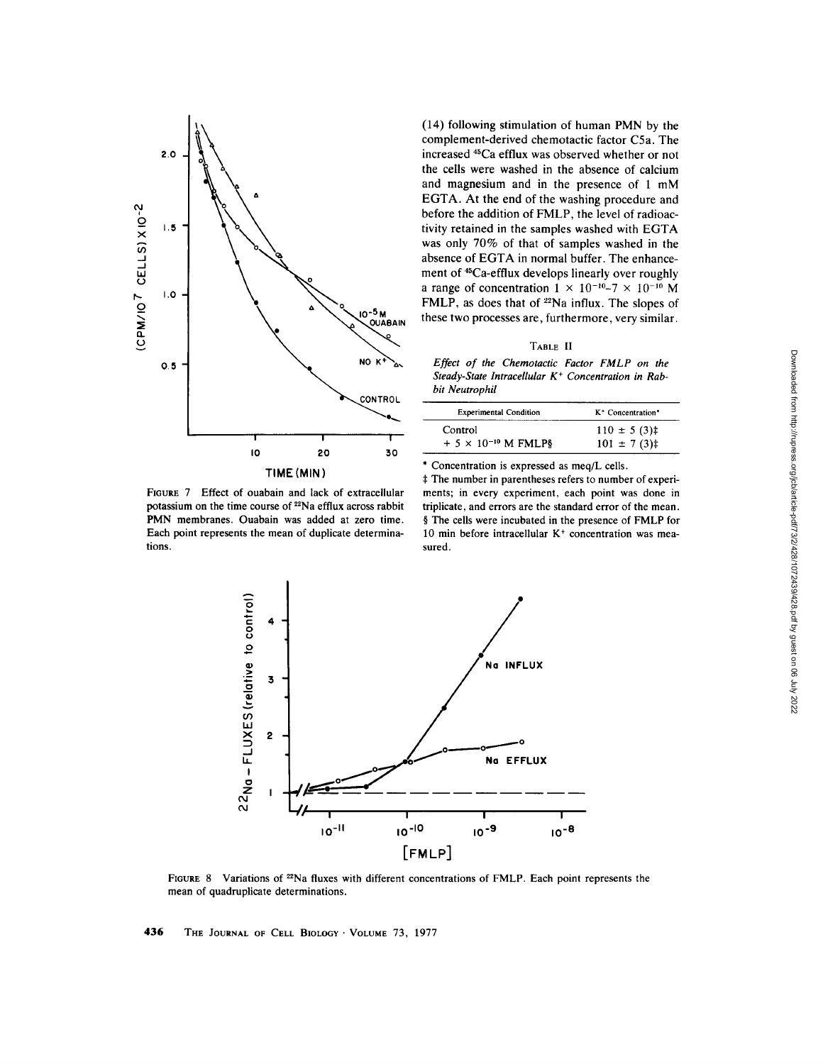(14) following stimulation of human PMN by the complement-derived chemotactic factor C5a. The increased $^{45}Ca$ efflux was observed whether or not the cells were washed in the absence of calcium and magnesium and in the presence of 1 mM EGTA. At the end of the washing procedure and before the addition of FMLP, the level of radioactivity retained in the samples washed with EGTA was only 70% of that of samples washed in the absence of EGTA in normal buffer. The enhancement of $^{45}Ca$-efflux develops linearly over roughly a range of concentration $1 \times 10^{-10}$–$7 \times 10^{-10}$ M FMLP, as does that of $^{22}Na$ influx. The slopes of these two processes are, furthermore, very similar.

FIGURE 7 Effect of ouabain and lack of extracellular potassium on the time course of $^{22}Na$ efflux across rabbit PMN membranes. Ouabain was added at zero time. Each point represents the mean of duplicate determinations.

TABLE II

*Effect of the Chemotactic Factor FMLP on the Steady-State Intracellular $K^+$ Concentration in Rabbit Neutrophil*

| Experimental Condition | $K^+$ Concentration* |
|---|---|
| Control | 110 ± 5 (3)‡ |
| + $5 \times 10^{-10}$ M FMLP§ | 101 ± 7 (3)‡ |

\* Concentration is expressed as meq/L cells.

‡ The number in parentheses refers to number of experiments; in every experiment, each point was done in triplicate, and errors are the standard error of the mean.

§ The cells were incubated in the presence of FMLP for 10 min before intracellular $K^+$ concentration was measured.

FIGURE 8 Variations of $^{22}Na$ fluxes with different concentrations of FMLP. Each point represents the mean of quadruplicate determinations.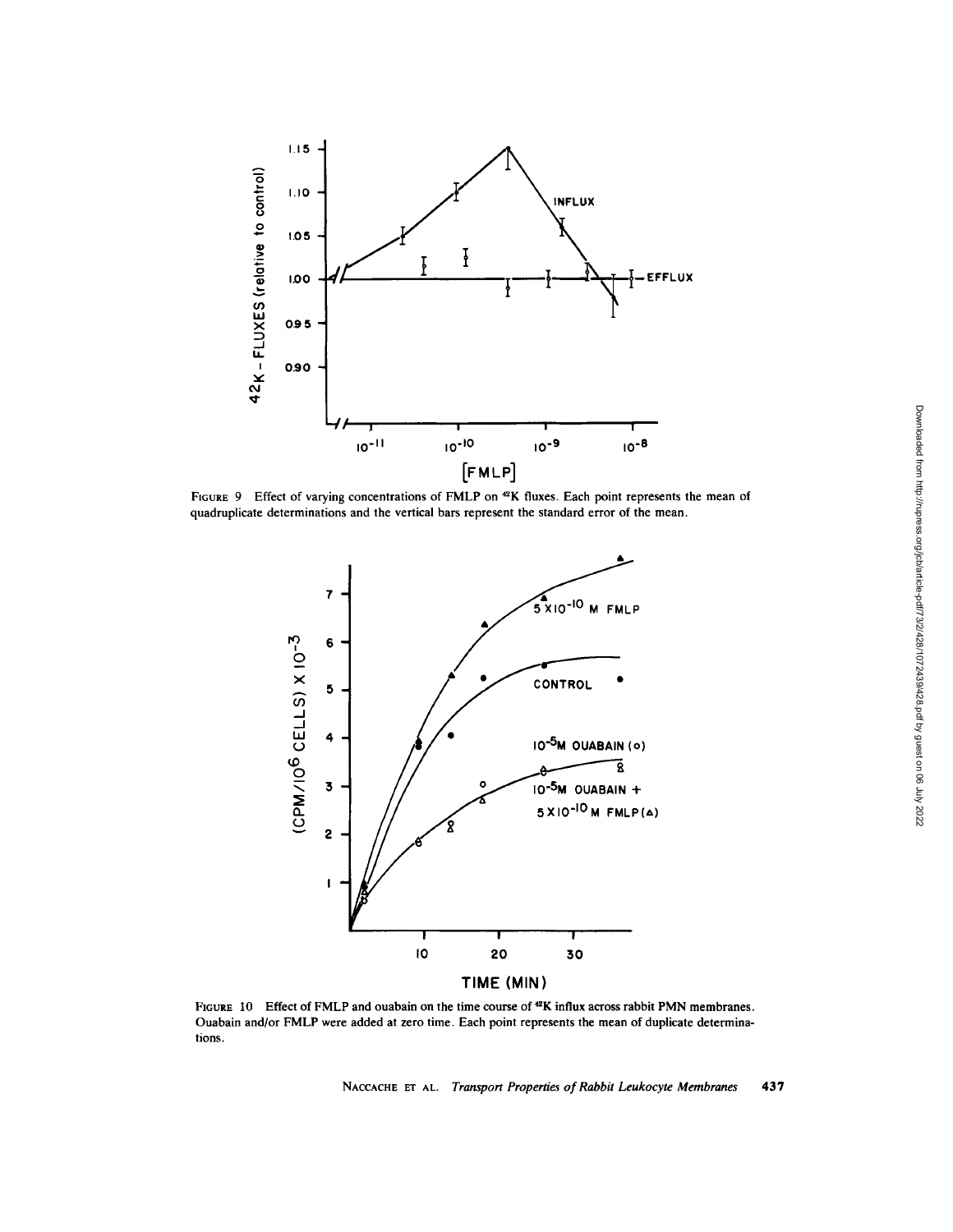FIGURE 9 Effect of varying concentrations of FMLP on $^{42}K$ fluxes. Each point represents the mean of quadruplicate determinations and the vertical bars represent the standard error of the mean.

FIGURE 10 Effect of FMLP and ouabain on the time course of $^{42}K$ influx across rabbit PMN membranes. Ouabain and/or FMLP were added at zero time. Each point represents the mean of duplicate determinations.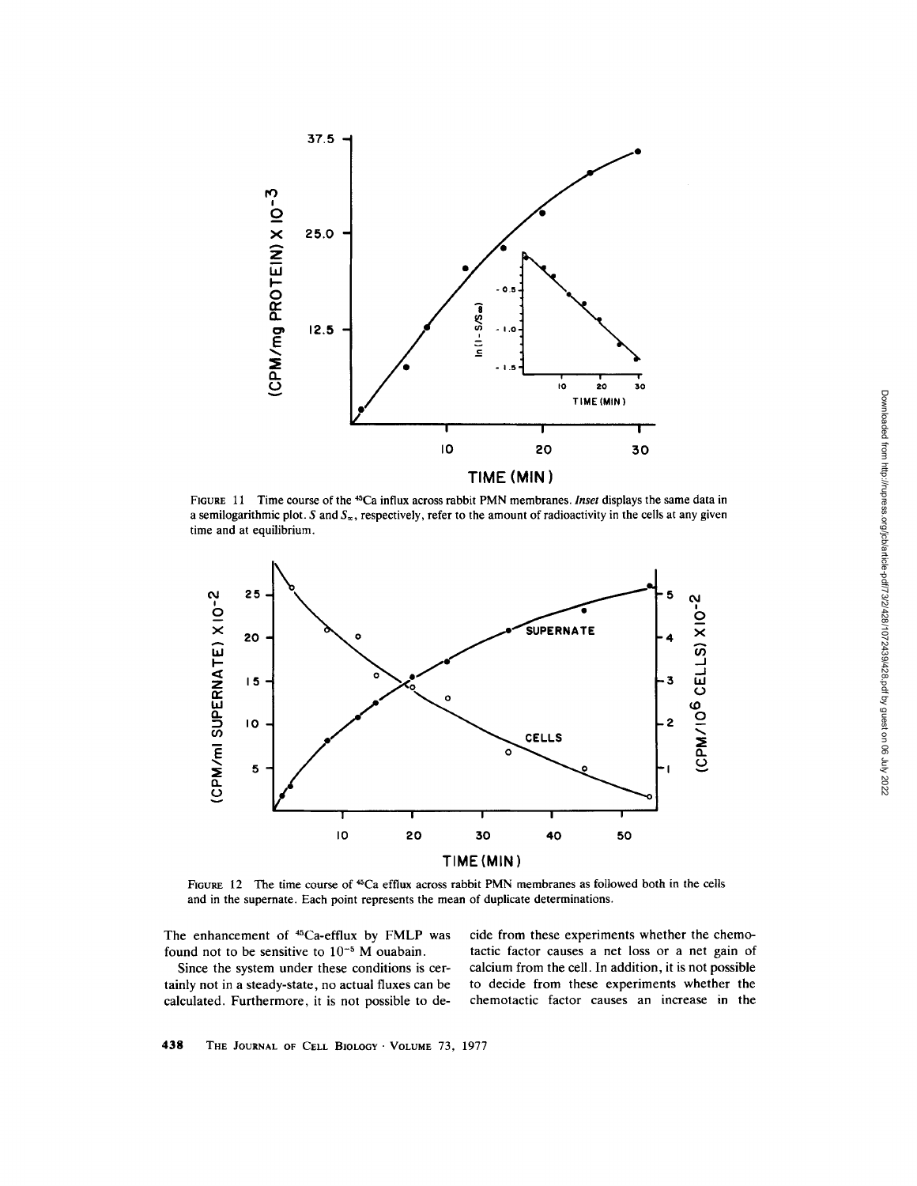FIGURE 11 Time course of the $^{45}Ca$ influx across rabbit PMN membranes. *Inset* displays the same data in a semilogarithmic plot. $S$ and $S_\infty$, respectively, refer to the amount of radioactivity in the cells at any given time and at equilibrium.

FIGURE 12 The time course of $^{45}Ca$ efflux across rabbit PMN membranes as followed both in the cells and in the supernate. Each point represents the mean of duplicate determinations.

The enhancement of $^{45}Ca$-efflux by FMLP was found not to be sensitive to $10^{-5}$ M ouabain.

Since the system under these conditions is certainly not in a steady-state, no actual fluxes can be calculated. Furthermore, it is not possible to decide from these experiments whether the chemotactic factor causes a net loss or a net gain of calcium from the cell. In addition, it is not possible to decide from these experiments whether the chemotactic factor causes an increase in the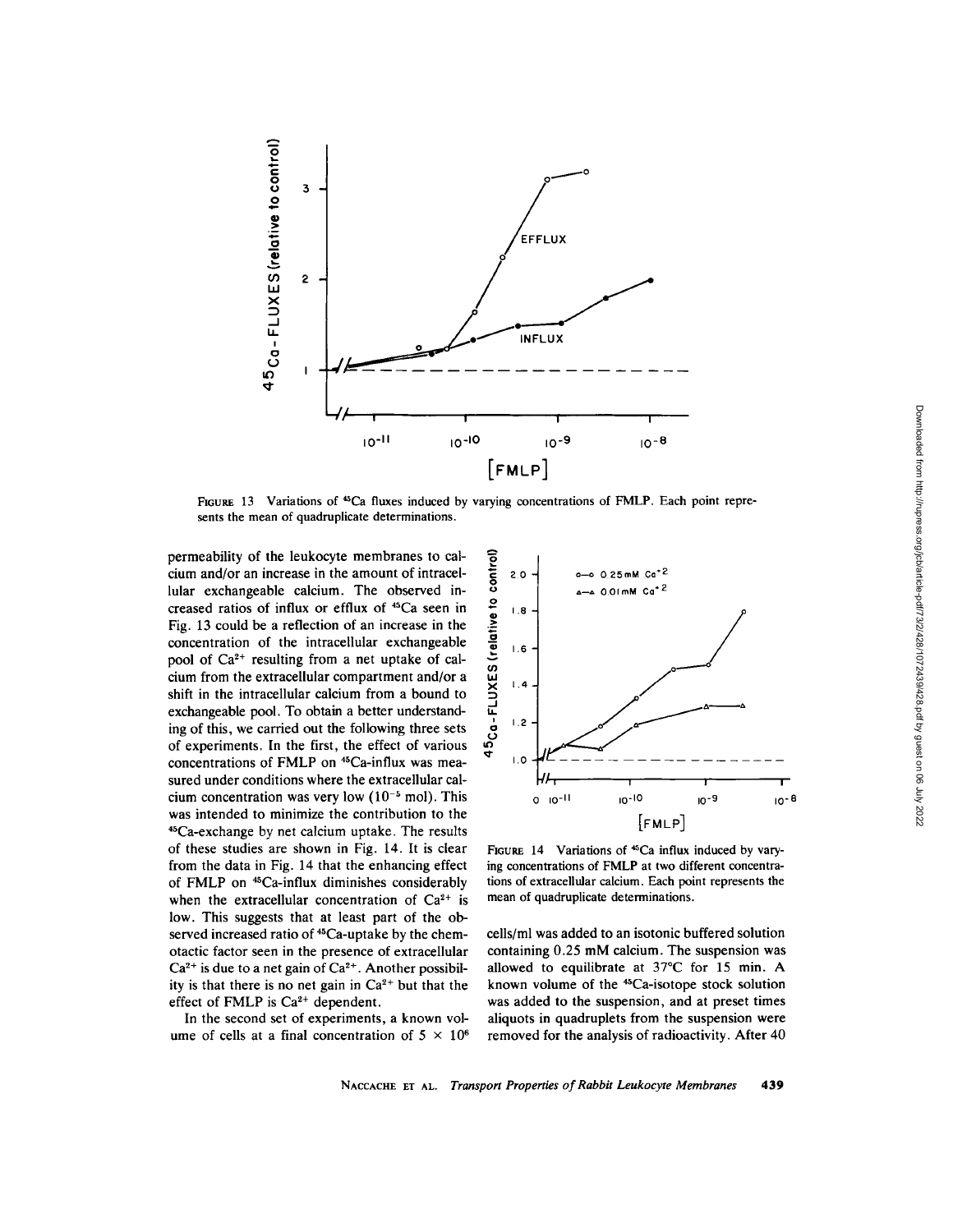FIGURE 13 Variations of $^{45}Ca$ fluxes induced by varying concentrations of FMLP. Each point represents the mean of quadruplicate determinations.

permeability of the leukocyte membranes to calcium and/or an increase in the amount of intracellular exchangeable calcium. The observed increased ratios of influx or efflux of $^{45}Ca$ seen in Fig. 13 could be a reflection of an increase in the concentration of the intracellular exchangeable pool of $Ca^{2+}$ resulting from a net uptake of calcium from the extracellular compartment and/or a shift in the intracellular calcium from a bound to exchangeable pool. To obtain a better understanding of this, we carried out the following three sets of experiments. In the first, the effect of various concentrations of FMLP on $^{45}Ca$-influx was measured under conditions where the extracellular calcium concentration was very low ($10^{-5}$ mol). This was intended to minimize the contribution to the $^{45}Ca$-exchange by net calcium uptake. The results of these studies are shown in Fig. 14. It is clear from the data in Fig. 14 that the enhancing effect of FMLP on $^{45}Ca$-influx diminishes considerably when the extracellular concentration of $Ca^{2+}$ is low. This suggests that at least part of the observed increased ratio of $^{45}Ca$-uptake by the chemotactic factor seen in the presence of extracellular $Ca^{2+}$ is due to a net gain of $Ca^{2+}$. Another possibility is that there is no net gain in $Ca^{2+}$ but that the effect of FMLP is $Ca^{2+}$ dependent.

In the second set of experiments, a known volume of cells at a final concentration of $5 \times 10^6$ cells/ml was added to an isotonic buffered solution containing 0.25 mM calcium. The suspension was allowed to equilibrate at 37°C for 15 min. A known volume of the $^{45}Ca$-isotope stock solution was added to the suspension, and at preset times aliquots in quadruplets from the suspension were removed for the analysis of radioactivity. After 40

FIGURE 14 Variations of $^{45}Ca$ influx induced by varying concentrations of FMLP at two different concentrations of extracellular calcium. Each point represents the mean of quadruplicate determinations.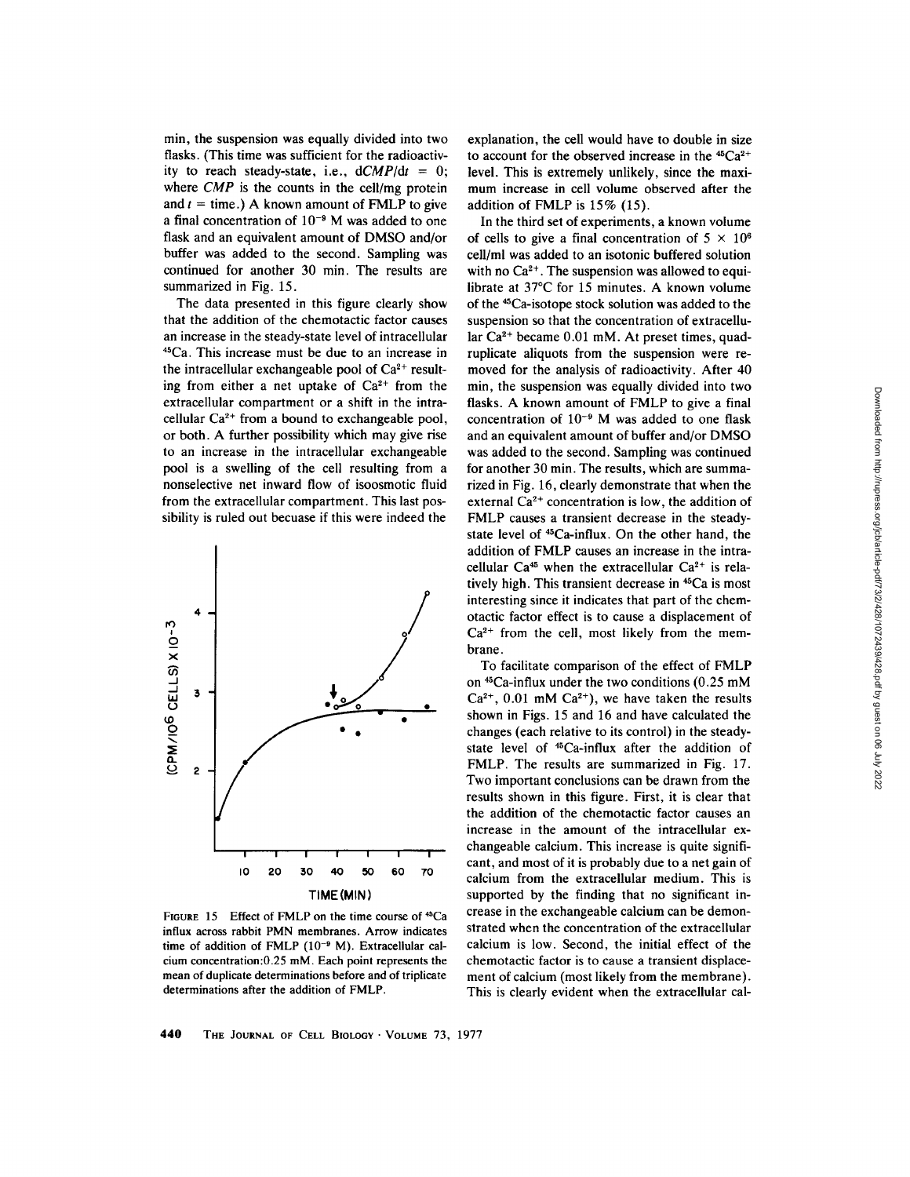min, the suspension was equally divided into two flasks. (This time was sufficient for the radioactivity to reach steady-state, i.e., $dCMP/dt = 0$; where $CMP$ is the counts in the cell/mg protein and $t$ = time.) A known amount of FMLP to give a final concentration of $10^{-9}$ M was added to one flask and an equivalent amount of DMSO and/or buffer was added to the second. Sampling was continued for another 30 min. The results are summarized in Fig. 15.

The data presented in this figure clearly show that the addition of the chemotactic factor causes an increase in the steady-state level of intracellular $^{45}Ca$. This increase must be due to an increase in the intracellular exchangeable pool of $Ca^{2+}$ resulting from either a net uptake of $Ca^{2+}$ from the extracellular compartment or a shift in the intracellular $Ca^{2+}$ from a bound to exchangeable pool, or both. A further possibility which may give rise to an increase in the intracellular exchangeable pool is a swelling of the cell resulting from a nonselective net inward flow of isoosmotic fluid from the extracellular compartment. This last possibility is ruled out becuase if this were indeed the explanation, the cell would have to double in size to account for the observed increase in the $^{45}Ca^{2+}$ level. This is extremely unlikely, since the maximum increase in cell volume observed after the addition of FMLP is 15% (15).

FIGURE 15 Effect of FMLP on the time course of $^{45}Ca$ influx across rabbit PMN membranes. Arrow indicates time of addition of FMLP ($10^{-9}$ M). Extracellular calcium concentration: 0.25 mM. Each point represents the mean of duplicate determinations before and of triplicate determinations after the addition of FMLP.

In the third set of experiments, a known volume of cells to give a final concentration of $5 \times 10^6$ cell/ml was added to an isotonic buffered solution with no $Ca^{2+}$. The suspension was allowed to equilibrate at 37°C for 15 minutes. A known volume of the $^{45}Ca$-isotope stock solution was added to the suspension so that the concentration of extracellular $Ca^{2+}$ became 0.01 mM. At preset times, quadruplicate aliquots from the suspension were removed for the analysis of radioactivity. After 40 min, the suspension was equally divided into two flasks. A known amount of FMLP to give a final concentration of $10^{-9}$ M was added to one flask and an equivalent amount of buffer and/or DMSO was added to the second. Sampling was continued for another 30 min. The results, which are summarized in Fig. 16, clearly demonstrate that when the external $Ca^{2+}$ concentration is low, the addition of FMLP causes a transient decrease in the steady-state level of $^{45}Ca$-influx. On the other hand, the addition of FMLP causes an increase in the intracellular $Ca^{45}$ when the extracellular $Ca^{2+}$ is relatively high. This transient decrease in $^{45}Ca$ is most interesting since it indicates that part of the chemotactic factor effect is to cause a displacement of $Ca^{2+}$ from the cell, most likely from the membrane.

To facilitate comparison of the effect of FMLP on $^{45}Ca$-influx under the two conditions (0.25 mM $Ca^{2+}$, 0.01 mM $Ca^{2+}$), we have taken the results shown in Figs. 15 and 16 and have calculated the changes (each relative to its control) in the steady-state level of $^{45}Ca$-influx after the addition of FMLP. The results are summarized in Fig. 17. Two important conclusions can be drawn from the results shown in this figure. First, it is clear that the addition of the chemotactic factor causes an increase in the amount of the intracellular exchangeable calcium. This increase is quite significant, and most of it is probably due to a net gain of calcium from the extracellular medium. This is supported by the finding that no significant increase in the exchangeable calcium can be demonstrated when the concentration of the extracellular calcium is low. Second, the initial effect of the chemotactic factor is to cause a transient displacement of calcium (most likely from the membrane). This is clearly evident when the extracellular cal-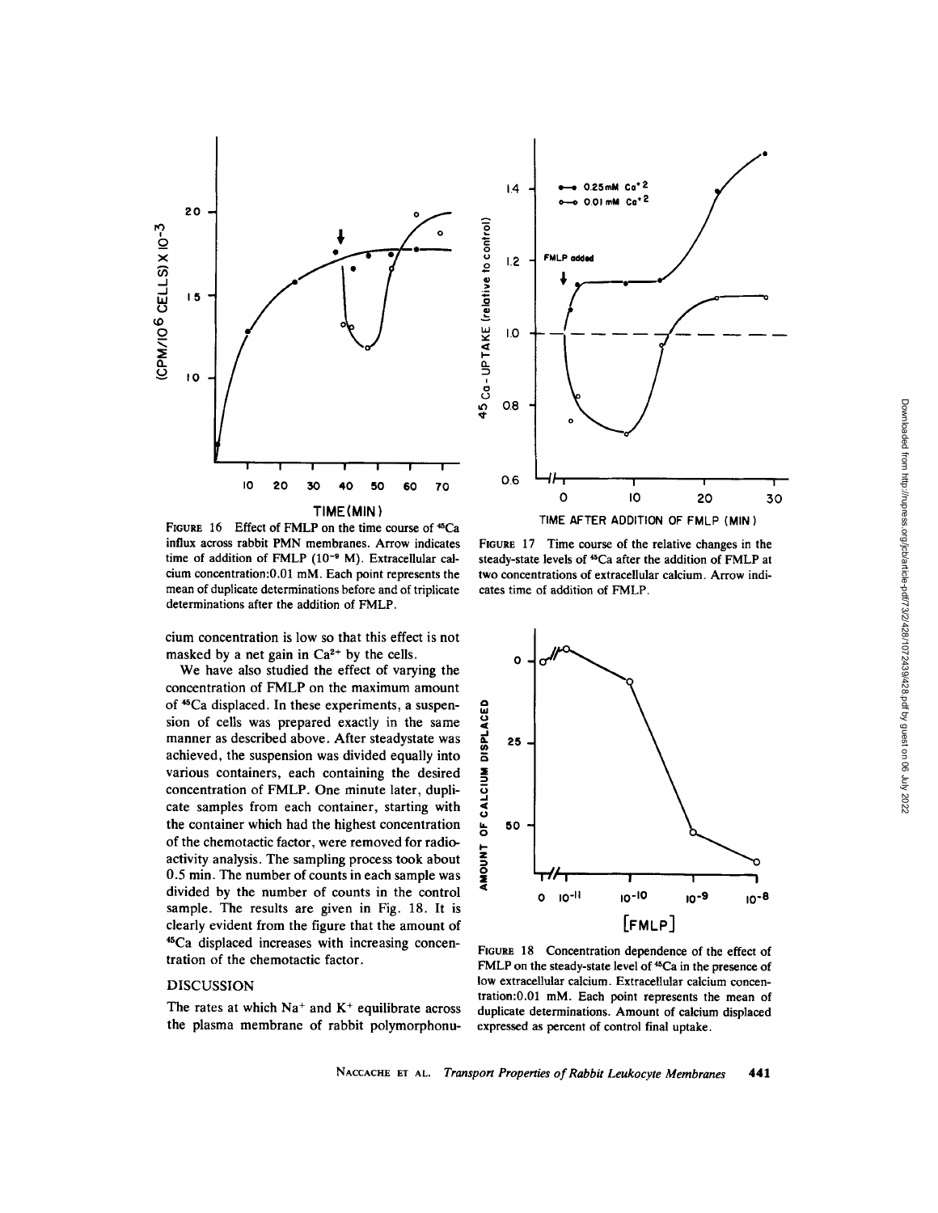FIGURE 16 Effect of FMLP on the time course of $^{45}Ca$ influx across rabbit PMN membranes. Arrow indicates time of addition of FMLP ($10^{-9}$ M). Extracellular calcium concentration:0.01 mM. Each point represents the mean of duplicate determinations before and of triplicate determinations after the addition of FMLP.

FIGURE 17 Time course of the relative changes in the steady-state levels of $^{45}Ca$ after the addition of FMLP at two concentrations of extracellular calcium. Arrow indicates time of addition of FMLP.

cium concentration is low so that this effect is not masked by a net gain in $Ca^{2+}$ by the cells.

We have also studied the effect of varying the concentration of FMLP on the maximum amount of $^{45}Ca$ displaced. In these experiments, a suspension of cells was prepared exactly in the same manner as described above. After steadystate was achieved, the suspension was divided equally into various containers, each containing the desired concentration of FMLP. One minute later, duplicate samples from each container, starting with the container which had the highest concentration of the chemotactic factor, were removed for radioactivity analysis. The sampling process took about 0.5 min. The number of counts in each sample was divided by the number of counts in the control sample. The results are given in Fig. 18. It is clearly evident from the figure that the amount of $^{45}Ca$ displaced increases with increasing concentration of the chemotactic factor.

FIGURE 18 Concentration dependence of the effect of FMLP on the steady-state level of $^{45}Ca$ in the presence of low extracellular calcium. Extracellular calcium concentration:0.01 mM. Each point represents the mean of duplicate determinations. Amount of calcium displaced expressed as percent of control final uptake.

## DISCUSSION

The rates at which $Na^{+}$ and $K^{+}$ equilibrate across the plasma membrane of rabbit polymorphonu-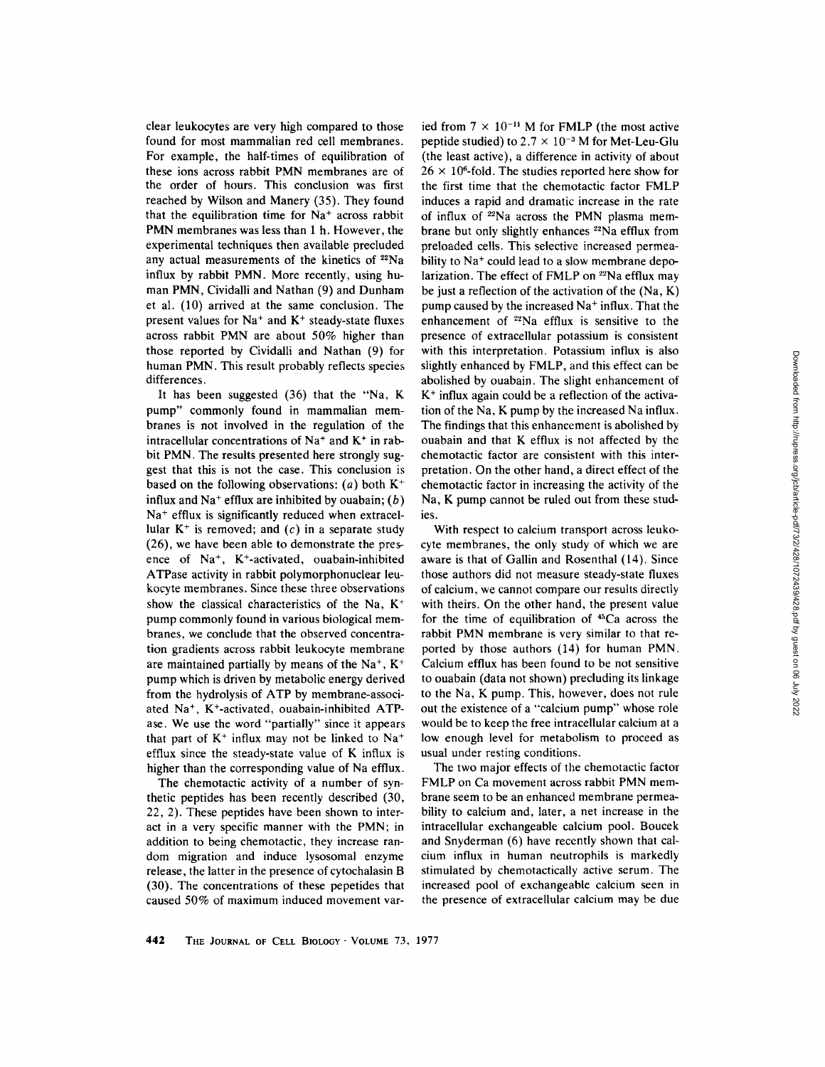clear leukocytes are very high compared to those found for most mammalian red cell membranes. For example, the half-times of equilibration of these ions across rabbit PMN membranes are of the order of hours. This conclusion was first reached by Wilson and Manery (35). They found that the equilibration time for $Na^+$ across rabbit PMN membranes was less than 1 h. However, the experimental techniques then available precluded any actual measurements of the kinetics of $^{22}Na$ influx by rabbit PMN. More recently, using human PMN, Cividalli and Nathan (9) and Dunham et al. (10) arrived at the same conclusion. The present values for $Na^+$ and $K^+$ steady-state fluxes across rabbit PMN are about 50% higher than those reported by Cividalli and Nathan (9) for human PMN. This result probably reflects species differences.

It has been suggested (36) that the "Na, K pump" commonly found in mammalian membranes is not involved in the regulation of the intracellular concentrations of $Na^+$ and $K^+$ in rabbit PMN. The results presented here strongly suggest that this is not the case. This conclusion is based on the following observations: (*a*) both $K^+$ influx and $Na^+$ efflux are inhibited by ouabain; (*b*) $Na^+$ efflux is significantly reduced when extracellular $K^+$ is removed; and (*c*) in a separate study (26), we have been able to demonstrate the presence of $Na^+$, $K^+$-activated, ouabain-inhibited ATPase activity in rabbit polymorphonuclear leukocyte membranes. Since these three observations show the classical characteristics of the Na, $K^+$ pump commonly found in various biological membranes, we conclude that the observed concentration gradients across rabbit leukocyte membrane are maintained partially by means of the $Na^+$, $K^+$ pump which is driven by metabolic energy derived from the hydrolysis of ATP by membrane-associated $Na^+$, $K^+$-activated, ouabain-inhibited ATPase. We use the word "partially" since it appears that part of $K^+$ influx may not be linked to $Na^+$ efflux since the steady-state value of K influx is higher than the corresponding value of Na efflux.

The chemotactic activity of a number of synthetic peptides has been recently described (30, 22, 2). These peptides have been shown to interact in a very specific manner with the PMN; in addition to being chemotactic, they increase random migration and induce lysosomal enzyme release, the latter in the presence of cytochalasin B (30). The concentrations of these pepetides that caused 50% of maximum induced movement varied from $7 \times 10^{-11}$ M for FMLP (the most active peptide studied) to $2.7 \times 10^{-3}$ M for Met-Leu-Glu (the least active), a difference in activity of about $26 \times 10^{6}$-fold. The studies reported here show for the first time that the chemotactic factor FMLP induces a rapid and dramatic increase in the rate of influx of $^{22}Na$ across the PMN plasma membrane but only slightly enhances $^{22}Na$ efflux from preloaded cells. This selective increased permeability to $Na^+$ could lead to a slow membrane depolarization. The effect of FMLP on $^{22}Na$ efflux may be just a reflection of the activation of the (Na, K) pump caused by the increased $Na^+$ influx. That the enhancement of $^{22}Na$ efflux is sensitive to the presence of extracellular potassium is consistent with this interpretation. Potassium influx is also slightly enhanced by FMLP, and this effect can be abolished by ouabain. The slight enhancement of $K^+$ influx again could be a reflection of the activation of the Na, K pump by the increased Na influx. The findings that this enhancement is abolished by ouabain and that K efflux is not affected by the chemotactic factor are consistent with this interpretation. On the other hand, a direct effect of the chemotactic factor in increasing the activity of the Na, K pump cannot be ruled out from these studies.

With respect to calcium transport across leukocyte membranes, the only study of which we are aware is that of Gallin and Rosenthal (14). Since those authors did not measure steady-state fluxes of calcium, we cannot compare our results directly with theirs. On the other hand, the present value for the time of equilibration of $^{45}Ca$ across the rabbit PMN membrane is very similar to that reported by those authors (14) for human PMN. Calcium efflux has been found to be not sensitive to ouabain (data not shown) precluding its linkage to the Na, K pump. This, however, does not rule out the existence of a "calcium pump" whose role would be to keep the free intracellular calcium at a low enough level for metabolism to proceed as usual under resting conditions.

The two major effects of the chemotactic factor FMLP on Ca movement across rabbit PMN membrane seem to be an enhanced membrane permeability to calcium and, later, a net increase in the intracellular exchangeable calcium pool. Boucek and Snyderman (6) have recently shown that calcium influx in human neutrophils is markedly stimulated by chemotactically active serum. The increased pool of exchangeable calcium seen in the presence of extracellular calcium may be due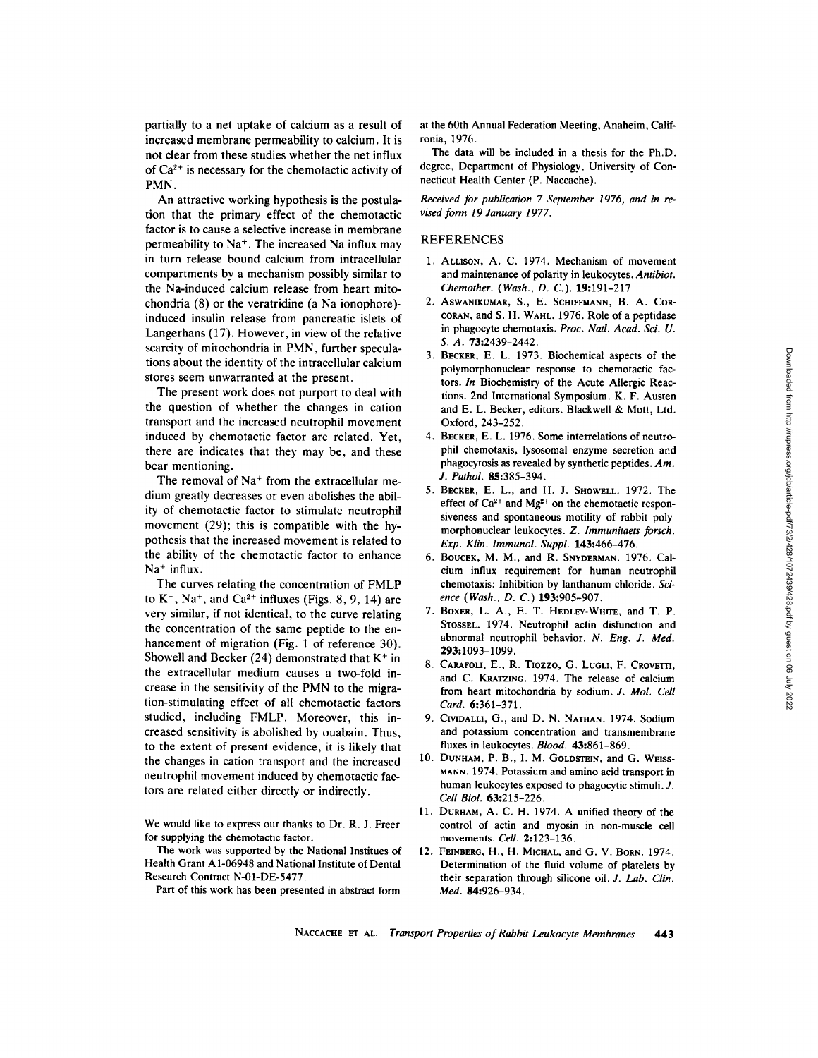partially to a net uptake of calcium as a result of increased membrane permeability to calcium. It is not clear from these studies whether the net influx of $Ca^{2+}$ is necessary for the chemotactic activity of PMN.

An attractive working hypothesis is the postulation that the primary effect of the chemotactic factor is to cause a selective increase in membrane permeability to $Na^+$. The increased Na influx may in turn release bound calcium from intracellular compartments by a mechanism possibly similar to the Na-induced calcium release from heart mitochondria (8) or the veratridine (a Na ionophore)-induced insulin release from pancreatic islets of Langerhans (17). However, in view of the relative scarcity of mitochondria in PMN, further speculations about the identity of the intracellular calcium stores seem unwarranted at the present.

The present work does not purport to deal with the question of whether the changes in cation transport and the increased neutrophil movement induced by chemotactic factor are related. Yet, there are indicates that they may be, and these bear mentioning.

The removal of $Na^+$ from the extracellular medium greatly decreases or even abolishes the ability of chemotactic factor to stimulate neutrophil movement (29); this is compatible with the hypothesis that the increased movement is related to the ability of the chemotactic factor to enhance $Na^+$ influx.

The curves relating the concentration of FMLP to $K^+$, $Na^+$, and $Ca^{2+}$ influxes (Figs. 8, 9, 14) are very similar, if not identical, to the curve relating the concentration of the same peptide to the enhancement of migration (Fig. 1 of reference 30). Showell and Becker (24) demonstrated that $K^+$ in the extracellular medium causes a two-fold increase in the sensitivity of the PMN to the migration-stimulating effect of all chemotactic factors studied, including FMLP. Moreover, this increased sensitivity is abolished by ouabain. Thus, to the extent of present evidence, it is likely that the changes in cation transport and the increased neutrophil movement induced by chemotactic factors are related either directly or indirectly.

We would like to express our thanks to Dr. R. J. Freer for supplying the chemotactic factor.

The work was supported by the National Institutes of Health Grant A1-06948 and National Institute of Dental Research Contract N-01-DE-5477.

Part of this work has been presented in abstract form at the 60th Annual Federation Meeting, Anaheim, Califronia, 1976.

The data will be included in a thesis for the Ph.D. degree, Department of Physiology, University of Connecticut Health Center (P. Naccache).

*Received for publication 7 September 1976, and in revised form 19 January 1977.*

## REFERENCES

1. Allison, A. C. 1974. Mechanism of movement and maintenance of polarity in leukocytes. *Antibiot. Chemother. (Wash., D. C.).* **19:**191–217.
2. Aswanikumar, S., E. Schiffmann, B. A. Corcoran, and S. H. Wahl. 1976. Role of a peptidase in phagocyte chemotaxis. *Proc. Natl. Acad. Sci. U. S. A.* **73:**2439–2442.
3. Becker, E. L. 1973. Biochemical aspects of the polymorphonuclear response to chemotactic factors. *In* Biochemistry of the Acute Allergic Reactions. 2nd International Symposium. K. F. Austen and E. L. Becker, editors. Blackwell & Mott, Ltd. Oxford, 243–252.
4. Becker, E. L. 1976. Some interrelations of neutrophil chemotaxis, lysosomal enzyme secretion and phagocytosis as revealed by synthetic peptides. *Am. J. Pathol.* **85:**385–394.
5. Becker, E. L., and H. J. Showell. 1972. The effect of $Ca^{2+}$ and $Mg^{2+}$ on the chemotactic responsiveness and spontaneous motility of rabbit polymorphonuclear leukocytes. *Z. Immunitaets forsch. Exp. Klin. Immunol. Suppl.* **143:**466–476.
6. Boucek, M. M., and R. Snyderman. 1976. Calcium influx requirement for human neutrophil chemotaxis: Inhibition by lanthanum chloride. *Science (Wash., D. C.)* **193:**905–907.
7. Boxer, L. A., E. T. Hedley-Whyte, and T. P. Stossel. 1974. Neutrophil actin disfunction and abnormal neutrophil behavior. *N. Eng. J. Med.* **293:**1093–1099.
8. Carafoli, E., R. Tiozzo, G. Lugli, F. Crovetti, and C. Kratzing. 1974. The release of calcium from heart mitochondria by sodium. *J. Mol. Cell Card.* **6:**361–371.
9. Cividalli, G., and D. N. Nathan. 1974. Sodium and potassium concentration and transmembrane fluxes in leukocytes. *Blood.* **43:**861–869.
10. Dunham, P. B., I. M. Goldstein, and G. Weissmann. 1974. Potassium and amino acid transport in human leukocytes exposed to phagocytic stimuli. *J. Cell Biol.* **63:**215–226.
11. Durham, A. C. H. 1974. A unified theory of the control of actin and myosin in non-muscle cell movements. *Cell.* **2:**123–136.
12. Feinberg, H., H. Michal, and G. V. Born. 1974. Determination of the fluid volume of platelets by their separation through silicone oil. *J. Lab. Clin. Med.* **84:**926–934.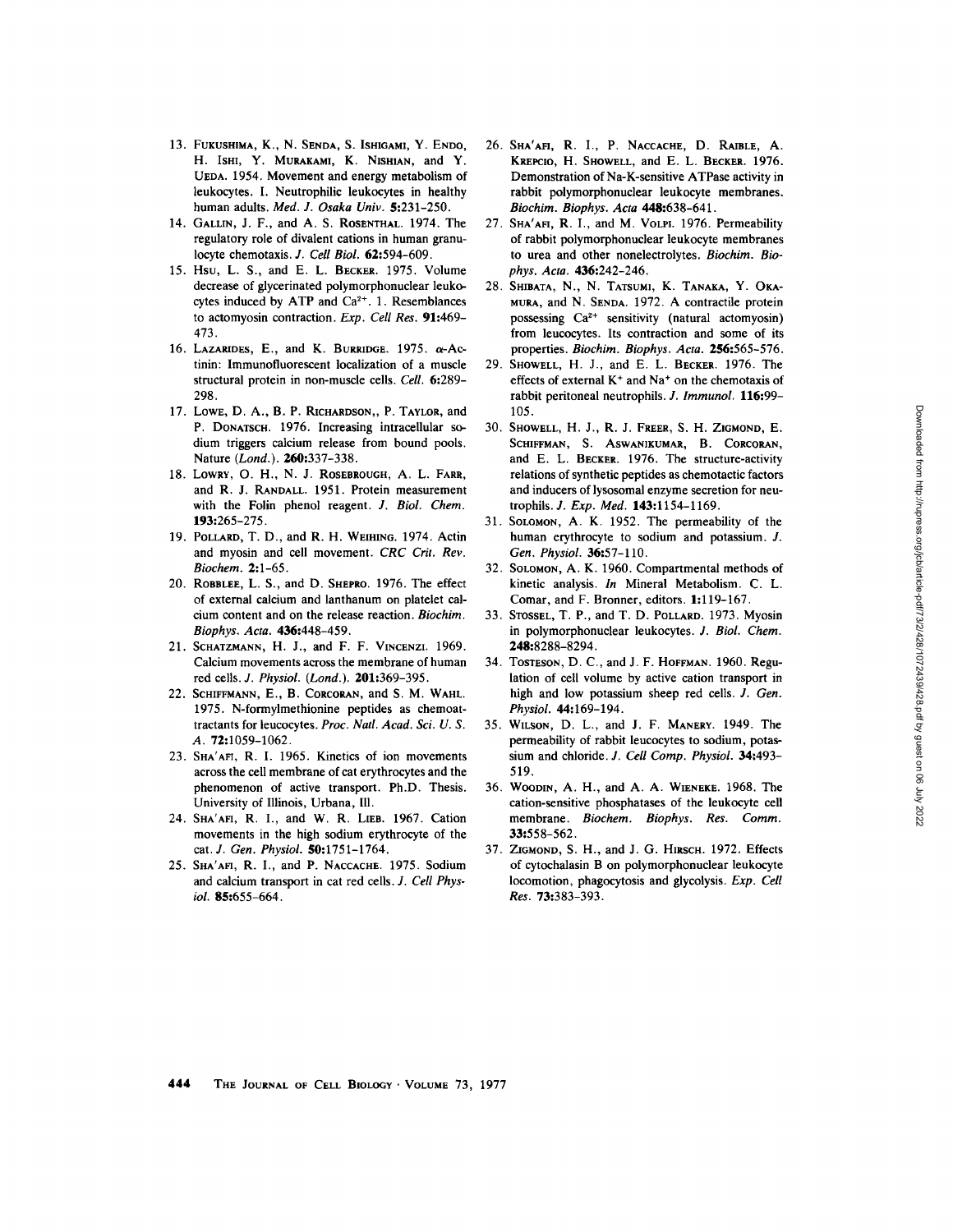13. FUKUSHIMA, K., N. SENDA, S. ISHIGAMI, Y. ENDO, H. ISHI, Y. MURAKAMI, K. NISHIAN, and Y. UEDA. 1954. Movement and energy metabolism of leukocytes. I. Neutrophilic leukocytes in healthy human adults. *Med. J. Osaka Univ.* **5:**231–250.
14. GALLIN, J. F., and A. S. ROSENTHAL. 1974. The regulatory role of divalent cations in human granulocyte chemotaxis. *J. Cell Biol.* **62:**594–609.
15. HSU, L. S., and E. L. BECKER. 1975. Volume decrease of glycerinated polymorphonuclear leukocytes induced by ATP and $Ca^{2+}$. 1. Resemblances to actomyosin contraction. *Exp. Cell Res.* **91:**469–473.
16. LAZARIDES, E., and K. BURRIDGE. 1975. α-Actinin: Immunofluorescent localization of a muscle structural protein in non-muscle cells. *Cell.* **6:**289–298.
17. LOWE, D. A., B. P. RICHARDSON,, P. TAYLOR, and P. DONATSCH. 1976. Increasing intracellular sodium triggers calcium release from bound pools. Nature (*Lond.*). **260:**337–338.
18. LOWRY, O. H., N. J. ROSEBROUGH, A. L. FARR, and R. J. RANDALL. 1951. Protein measurement with the Folin phenol reagent. *J. Biol. Chem.* **193:**265–275.
19. POLLARD, T. D., and R. H. WEIHING. 1974. Actin and myosin and cell movement. *CRC Crit. Rev. Biochem.* **2:**1–65.
20. ROBBLEE, L. S., and D. SHEPRO. 1976. The effect of external calcium and lanthanum on platelet calcium content and on the release reaction. *Biochim. Biophys. Acta.* **436:**448–459.
21. SCHATZMANN, H. J., and F. F. VINCENZI. 1969. Calcium movements across the membrane of human red cells. *J. Physiol.* (*Lond.*). **201:**369–395.
22. SCHIFFMANN, E., B. CORCORAN, and S. M. WAHL. 1975. N-formylmethionine peptides as chemoattractants for leucocytes. *Proc. Natl. Acad. Sci. U. S. A.* **72:**1059–1062.
23. SHA'AFI, R. I. 1965. Kinetics of ion movements across the cell membrane of cat erythrocytes and the phenomenon of active transport. Ph.D. Thesis. University of Illinois, Urbana, Ill.
24. SHA'AFI, R. I., and W. R. LIEB. 1967. Cation movements in the high sodium erythrocyte of the cat. *J. Gen. Physiol.* **50:**1751–1764.
25. SHA'AFI, R. I., and P. NACCACHE. 1975. Sodium and calcium transport in cat red cells. *J. Cell Physiol.* **85:**655–664.
26. SHA'AFI, R. I., P. NACCACHE, D. RAIBLE, A. KREPCIO, H. SHOWELL, and E. L. BECKER. 1976. Demonstration of Na-K-sensitive ATPase activity in rabbit polymorphonuclear leukocyte membranes. *Biochim. Biophys. Acta* **448:**638–641.
27. SHA'AFI, R. I., and M. VOLPI. 1976. Permeability of rabbit polymorphonuclear leukocyte membranes to urea and other nonelectrolytes. *Biochim. Biophys. Acta.* **436:**242–246.
28. SHIBATA, N., N. TATSUMI, K. TANAKA, Y. OKAMURA, and N. SENDA. 1972. A contractile protein possessing $Ca^{2+}$ sensitivity (natural actomyosin) from leucocytes. Its contraction and some of its properties. *Biochim. Biophys. Acta.* **256:**565–576.
29. SHOWELL, H. J., and E. L. BECKER. 1976. The effects of external $K^+$ and $Na^+$ on the chemotaxis of rabbit peritoneal neutrophils. *J. Immunol.* **116:**99–105.
30. SHOWELL, H. J., R. J. FREER, S. H. ZIGMOND, E. SCHIFFMAN, S. ASWANIKUMAR, B. CORCORAN, and E. L. BECKER. 1976. The structure-activity relations of synthetic peptides as chemotactic factors and inducers of lysosomal enzyme secretion for neutrophils. *J. Exp. Med.* **143:**1154–1169.
31. SOLOMON, A. K. 1952. The permeability of the human erythrocyte to sodium and potassium. *J. Gen. Physiol.* **36:**57–110.
32. SOLOMON, A. K. 1960. Compartmental methods of kinetic analysis. *In* Mineral Metabolism. C. L. Comar, and F. Bronner, editors. **1:**119–167.
33. STOSSEL, T. P., and T. D. POLLARD. 1973. Myosin in polymorphonuclear leukocytes. *J. Biol. Chem.* **248:**8288–8294.
34. TOSTESON, D. C., and J. F. HOFFMAN. 1960. Regulation of cell volume by active cation transport in high and low potassium sheep red cells. *J. Gen. Physiol.* **44:**169–194.
35. WILSON, D. L., and J. F. MANERY. 1949. The permeability of rabbit leucocytes to sodium, potassium and chloride. *J. Cell Comp. Physiol.* **34:**493–519.
36. WOODIN, A. H., and A. A. WIENEKE. 1968. The cation-sensitive phosphatases of the leukocyte cell membrane. *Biochem. Biophys. Res. Comm.* **33:**558–562.
37. ZIGMOND, S. H., and J. G. HIRSCH. 1972. Effects of cytochalasin B on polymorphonuclear leukocyte locomotion, phagocytosis and glycolysis. *Exp. Cell Res.* **73:**383–393.